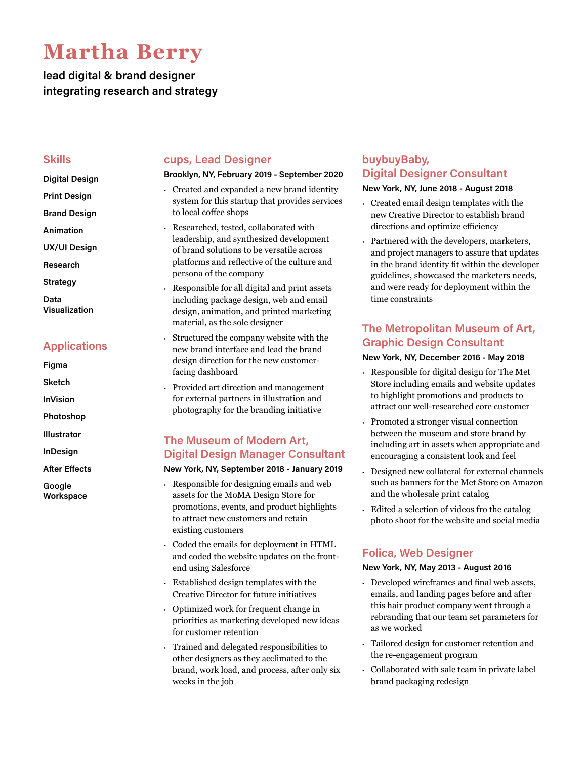# Martha Berry

**lead digital & brand designer**
**integrating research and strategy**

## Skills

- Digital Design
- Print Design
- Brand Design
- Animation
- UX/UI Design
- Research
- Strategy
- Data Visualization

## Applications

- Figma
- Sketch
- InVision
- Photoshop
- Illustrator
- InDesign
- After Effects
- Google Workspace

## cups, Lead Designer

**Brooklyn, NY, February 2019 - September 2020**

- Created and expanded a new brand identity system for this startup that provides services to local coffee shops
- Researched, tested, collaborated with leadership, and synthesized development of brand solutions to be versatile across platforms and reflective of the culture and persona of the company
- Responsible for all digital and print assets including package design, web and email design, animation, and printed marketing material, as the sole designer
- Structured the company website with the new brand interface and lead the brand design direction for the new customer-facing dashboard
- Provided art direction and management for external partners in illustration and photography for the branding initiative

## The Museum of Modern Art, Digital Design Manager Consultant

**New York, NY, September 2018 - January 2019**

- Responsible for designing emails and web assets for the MoMA Design Store for promotions, events, and product highlights to attract new customers and retain existing customers
- Coded the emails for deployment in HTML and coded the website updates on the front-end using Salesforce
- Established design templates with the Creative Director for future initiatives
- Optimized work for frequent change in priorities as marketing developed new ideas for customer retention
- Trained and delegated responsibilities to other designers as they acclimated to the brand, work load, and process, after only six weeks in the job

## buybuyBaby, Digital Designer Consultant

**New York, NY, June 2018 - August 2018**

- Created email design templates with the new Creative Director to establish brand directions and optimize efficiency
- Partnered with the developers, marketers, and project managers to assure that updates in the brand identity fit within the developer guidelines, showcased the marketers needs, and were ready for deployment within the time constraints

## The Metropolitan Museum of Art, Graphic Design Consultant

**New York, NY, December 2016 - May 2018**

- Responsible for digital design for The Met Store including emails and website updates to highlight promotions and products to attract our well-researched core customer
- Promoted a stronger visual connection between the museum and store brand by including art in assets when appropriate and encouraging a consistent look and feel
- Designed new collateral for external channels such as banners for the Met Store on Amazon and the wholesale print catalog
- Edited a selection of videos fro the catalog photo shoot for the website and social media

## Folica, Web Designer

**New York, NY, May 2013 - August 2016**

- Developed wireframes and final web assets, emails, and landing pages before and after this hair product company went through a rebranding that our team set parameters for as we worked
- Tailored design for customer retention and the re-engagement program
- Collaborated with sale team in private label brand packaging redesign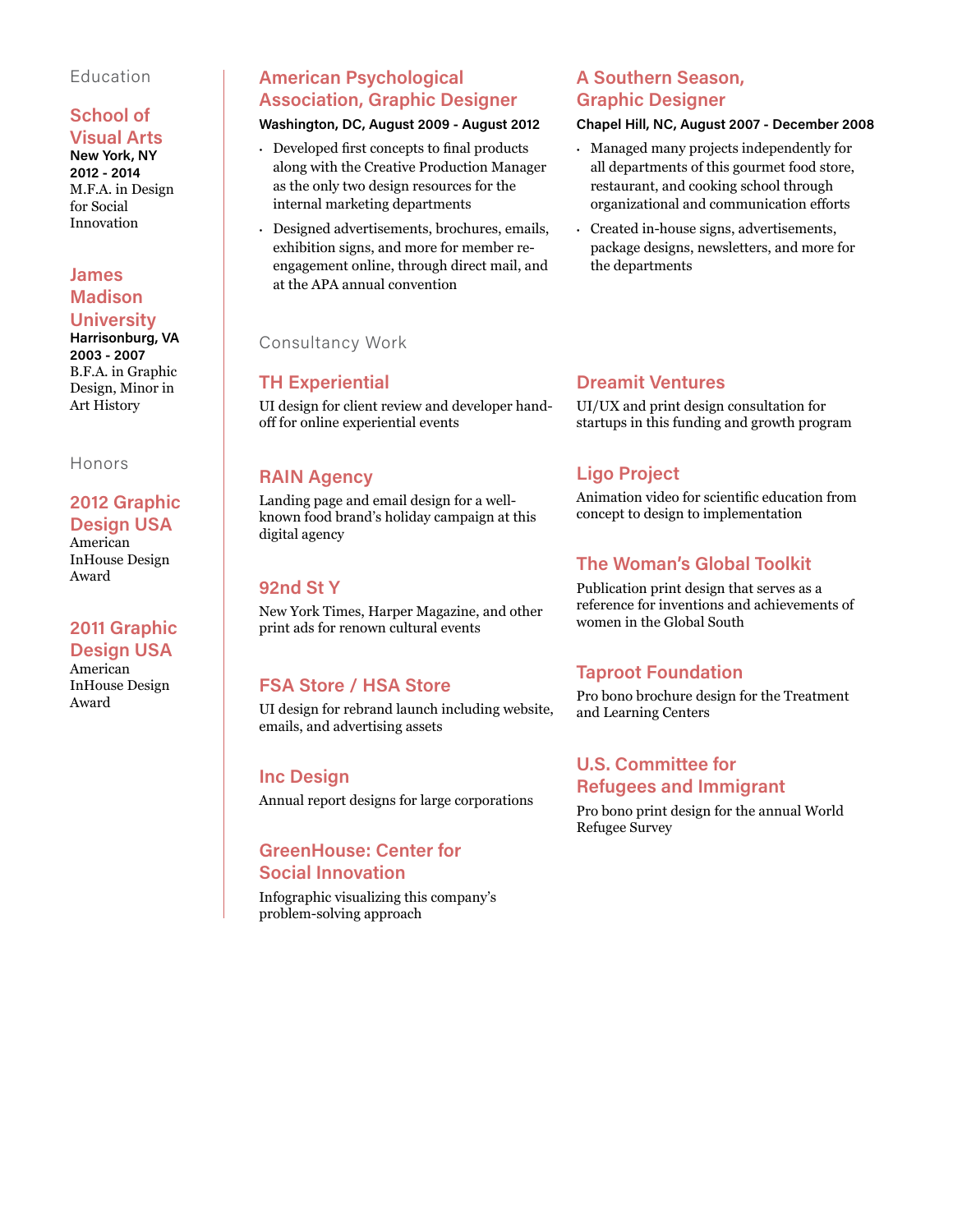## Education

### School of Visual Arts

**New York, NY**
**2012 - 2014**
M.F.A. in Design for Social Innovation

### James Madison University

**Harrisonburg, VA**
**2003 - 2007**
B.F.A. in Graphic Design, Minor in Art History

## Honors

### 2012 Graphic Design USA

American InHouse Design Award

### 2011 Graphic Design USA

American InHouse Design Award

### American Psychological Association, Graphic Designer

**Washington, DC, August 2009 - August 2012**

- Developed first concepts to final products along with the Creative Production Manager as the only two design resources for the internal marketing departments
- Designed advertisements, brochures, emails, exhibition signs, and more for member re-engagement online, through direct mail, and at the APA annual convention

### A Southern Season, Graphic Designer

**Chapel Hill, NC, August 2007 - December 2008**

- Managed many projects independently for all departments of this gourmet food store, restaurant, and cooking school through organizational and communication efforts
- Created in-house signs, advertisements, package designs, newsletters, and more for the departments

## Consultancy Work

### TH Experiential

UI design for client review and developer hand-off for online experiential events

### RAIN Agency

Landing page and email design for a well-known food brand's holiday campaign at this digital agency

### 92nd St Y

New York Times, Harper Magazine, and other print ads for renown cultural events

### FSA Store / HSA Store

UI design for rebrand launch including website, emails, and advertising assets

### Inc Design

Annual report designs for large corporations

### GreenHouse: Center for Social Innovation

Infographic visualizing this company's problem-solving approach

### Dreamit Ventures

UI/UX and print design consultation for startups in this funding and growth program

### Ligo Project

Animation video for scientific education from concept to design to implementation

### The Woman's Global Toolkit

Publication print design that serves as a reference for inventions and achievements of women in the Global South

### Taproot Foundation

Pro bono brochure design for the Treatment and Learning Centers

### U.S. Committee for Refugees and Immigrant

Pro bono print design for the annual World Refugee Survey